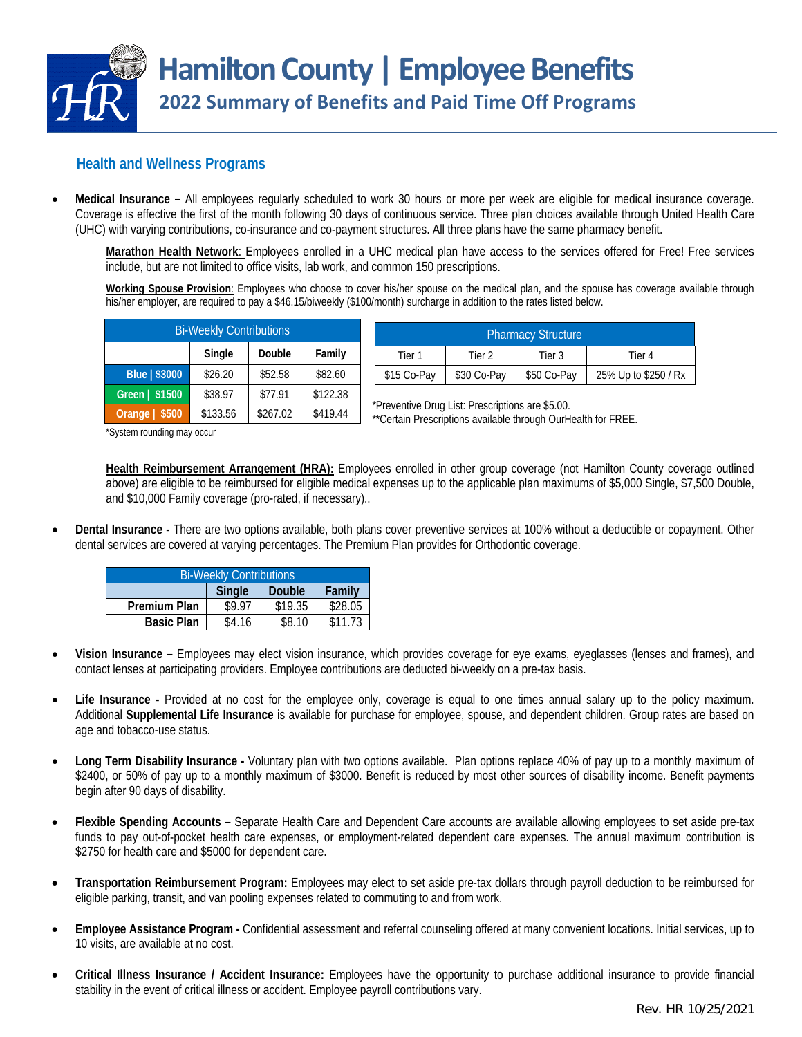# Hamilton County | Employee Benefits

## 2022 Summary of Benefits and Paid Time Off Programs

### Health and Wellness Programs

- **Medical Insurance –** All employees regularly scheduled to work 30 hours or more per week are eligible for medical insurance coverage. Coverage is effective the first of the month following 30 days of continuous service. Three plan choices available through United Health Care (UHC) with varying contributions, co-insurance and co-payment structures. All three plans have the same pharmacy benefit.

  **Marathon Health Network**: Employees enrolled in a UHC medical plan have access to the services offered for Free! Free services include, but are not limited to office visits, lab work, and common 150 prescriptions.

  **Working Spouse Provision**: Employees who choose to cover his/her spouse on the medical plan, and the spouse has coverage available through his/her employer, are required to pay a $46.15/biweekly ($100/month) surcharge in addition to the rates listed below.

| Bi-Weekly Contributions | | | |
|---|---|---|---|
| | Single | Double | Family |
| Blue \| $3000 | $26.20 | $52.58 | $82.60 |
| Green \| $1500 | $38.97 | $77.91 | $122.38 |
| Orange \| $500 | $133.56 | $267.02 | $419.44 |

*System rounding may occur

| Pharmacy Structure | | | |
|---|---|---|---|
| Tier 1 | Tier 2 | Tier 3 | Tier 4 |
| $15 Co-Pay | $30 Co-Pay | $50 Co-Pay | 25% Up to $250 / Rx |

*Preventive Drug List: Prescriptions are $5.00.
**Certain Prescriptions available through OurHealth for FREE.

  **Health Reimbursement Arrangement (HRA):** Employees enrolled in other group coverage (not Hamilton County coverage outlined above) are eligible to be reimbursed for eligible medical expenses up to the applicable plan maximums of $5,000 Single, $7,500 Double, and $10,000 Family coverage (pro-rated, if necessary)..

- **Dental Insurance -** There are two options available, both plans cover preventive services at 100% without a deductible or copayment. Other dental services are covered at varying percentages. The Premium Plan provides for Orthodontic coverage.

| Bi-Weekly Contributions | | | |
|---|---|---|---|
| | Single | Double | Family |
| Premium Plan | $9.97 | $19.35 | $28.05 |
| Basic Plan | $4.16 | $8.10 | $11.73 |

- **Vision Insurance –** Employees may elect vision insurance, which provides coverage for eye exams, eyeglasses (lenses and frames), and contact lenses at participating providers. Employee contributions are deducted bi-weekly on a pre-tax basis.

- **Life Insurance -** Provided at no cost for the employee only, coverage is equal to one times annual salary up to the policy maximum. Additional **Supplemental Life Insurance** is available for purchase for employee, spouse, and dependent children. Group rates are based on age and tobacco-use status.

- **Long Term Disability Insurance -** Voluntary plan with two options available. Plan options replace 40% of pay up to a monthly maximum of $2400, or 50% of pay up to a monthly maximum of $3000. Benefit is reduced by most other sources of disability income. Benefit payments begin after 90 days of disability.

- **Flexible Spending Accounts –** Separate Health Care and Dependent Care accounts are available allowing employees to set aside pre-tax funds to pay out-of-pocket health care expenses, or employment-related dependent care expenses. The annual maximum contribution is $2750 for health care and $5000 for dependent care.

- **Transportation Reimbursement Program:** Employees may elect to set aside pre-tax dollars through payroll deduction to be reimbursed for eligible parking, transit, and van pooling expenses related to commuting to and from work.

- **Employee Assistance Program -** Confidential assessment and referral counseling offered at many convenient locations. Initial services, up to 10 visits, are available at no cost.

- **Critical Illness Insurance / Accident Insurance:** Employees have the opportunity to purchase additional insurance to provide financial stability in the event of critical illness or accident. Employee payroll contributions vary.

Rev. HR 10/25/2021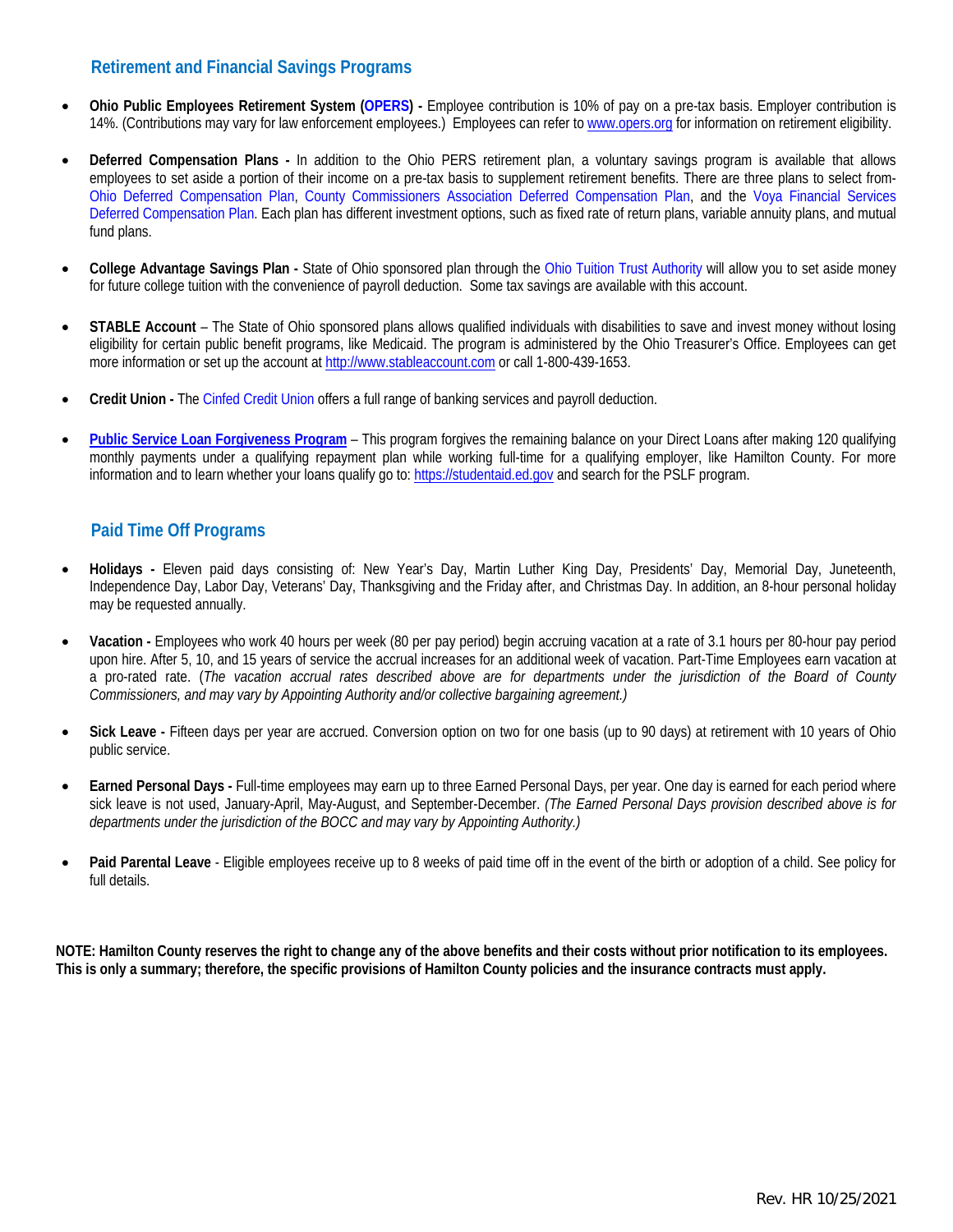## Retirement and Financial Savings Programs

- **Ohio Public Employees Retirement System (OPERS) -** Employee contribution is 10% of pay on a pre-tax basis. Employer contribution is 14%. (Contributions may vary for law enforcement employees.) Employees can refer to www.opers.org for information on retirement eligibility.

- **Deferred Compensation Plans -** In addition to the Ohio PERS retirement plan, a voluntary savings program is available that allows employees to set aside a portion of their income on a pre-tax basis to supplement retirement benefits. There are three plans to select from- Ohio Deferred Compensation Plan, County Commissioners Association Deferred Compensation Plan, and the Voya Financial Services Deferred Compensation Plan. Each plan has different investment options, such as fixed rate of return plans, variable annuity plans, and mutual fund plans.

- **College Advantage Savings Plan -** State of Ohio sponsored plan through the Ohio Tuition Trust Authority will allow you to set aside money for future college tuition with the convenience of payroll deduction. Some tax savings are available with this account.

- **STABLE Account** – The State of Ohio sponsored plans allows qualified individuals with disabilities to save and invest money without losing eligibility for certain public benefit programs, like Medicaid. The program is administered by the Ohio Treasurer's Office. Employees can get more information or set up the account at http://www.stableaccount.com or call 1-800-439-1653.

- **Credit Union -** The Cinfed Credit Union offers a full range of banking services and payroll deduction.

- **Public Service Loan Forgiveness Program** – This program forgives the remaining balance on your Direct Loans after making 120 qualifying monthly payments under a qualifying repayment plan while working full-time for a qualifying employer, like Hamilton County. For more information and to learn whether your loans qualify go to: https://studentaid.ed.gov and search for the PSLF program.

## Paid Time Off Programs

- **Holidays -** Eleven paid days consisting of: New Year's Day, Martin Luther King Day, Presidents' Day, Memorial Day, Juneteenth, Independence Day, Labor Day, Veterans' Day, Thanksgiving and the Friday after, and Christmas Day. In addition, an 8-hour personal holiday may be requested annually.

- **Vacation -** Employees who work 40 hours per week (80 per pay period) begin accruing vacation at a rate of 3.1 hours per 80-hour pay period upon hire. After 5, 10, and 15 years of service the accrual increases for an additional week of vacation. Part-Time Employees earn vacation at a pro-rated rate. (*The vacation accrual rates described above are for departments under the jurisdiction of the Board of County Commissioners, and may vary by Appointing Authority and/or collective bargaining agreement.)*

- **Sick Leave -** Fifteen days per year are accrued. Conversion option on two for one basis (up to 90 days) at retirement with 10 years of Ohio public service.

- **Earned Personal Days -** Full-time employees may earn up to three Earned Personal Days, per year. One day is earned for each period where sick leave is not used, January-April, May-August, and September-December. *(The Earned Personal Days provision described above is for departments under the jurisdiction of the BOCC and may vary by Appointing Authority.)*

- **Paid Parental Leave** - Eligible employees receive up to 8 weeks of paid time off in the event of the birth or adoption of a child. See policy for full details.

**NOTE: Hamilton County reserves the right to change any of the above benefits and their costs without prior notification to its employees. This is only a summary; therefore, the specific provisions of Hamilton County policies and the insurance contracts must apply.**

Rev. HR 10/25/2021